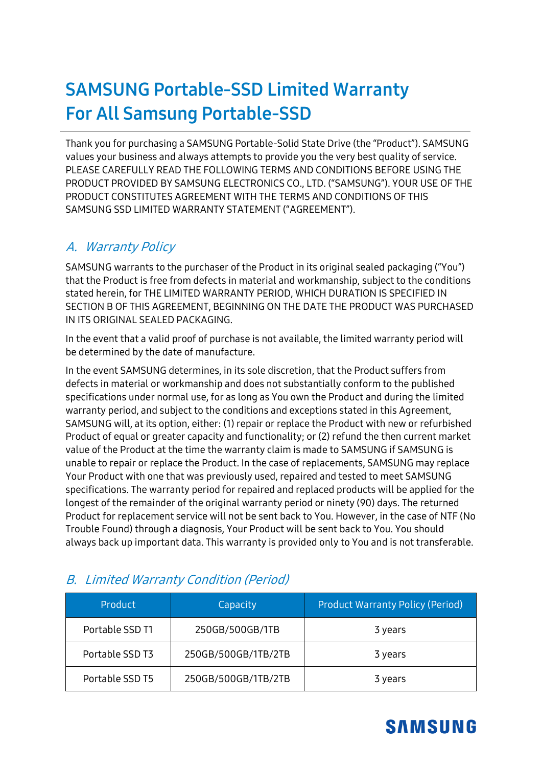# SAMSUNG Portable-SSD Limited Warranty For All Samsung Portable-SSD

Thank you for purchasing a SAMSUNG Portable-Solid State Drive (the "Product"). SAMSUNG values your business and always attempts to provide you the very best quality of service. PLEASE CAREFULLY READ THE FOLLOWING TERMS AND CONDITIONS BEFORE USING THE PRODUCT PROVIDED BY SAMSUNG ELECTRONICS CO., LTD. ("SAMSUNG"). YOUR USE OF THE PRODUCT CONSTITUTES AGREEMENT WITH THE TERMS AND CONDITIONS OF THIS SAMSUNG SSD LIMITED WARRANTY STATEMENT ("AGREEMENT").

## A. *Warranty Policy*

SAMSUNG warrants to the purchaser of the Product in its original sealed packaging ("You") that the Product is free from defects in material and workmanship, subject to the conditions stated herein, for THE LIMITED WARRANTY PERIOD, WHICH DURATION IS SPECIFIED IN SECTION B OF THIS AGREEMENT, BEGINNING ON THE DATE THE PRODUCT WAS PURCHASED IN ITS ORIGINAL SEALED PACKAGING.

In the event that a valid proof of purchase is not available, the limited warranty period will be determined by the date of manufacture.

In the event SAMSUNG determines, in its sole discretion, that the Product suffers from defects in material or workmanship and does not substantially conform to the published specifications under normal use, for as long as You own the Product and during the limited warranty period, and subject to the conditions and exceptions stated in this Agreement, SAMSUNG will, at its option, either: (1) repair or replace the Product with new or refurbished Product of equal or greater capacity and functionality; or (2) refund the then current market value of the Product at the time the warranty claim is made to SAMSUNG if SAMSUNG is unable to repair or replace the Product. In the case of replacements, SAMSUNG may replace Your Product with one that was previously used, repaired and tested to meet SAMSUNG specifications. The warranty period for repaired and replaced products will be applied for the longest of the remainder of the original warranty period or ninety (90) days. The returned Product for replacement service will not be sent back to You. However, in the case of NTF (No Trouble Found) through a diagnosis, Your Product will be sent back to You. You should always back up important data. This warranty is provided only to You and is not transferable.

## B. *Limited Warranty Condition (Period)*

| Product | Capacity | Product Warranty Policy (Period) |
|---|---|---|
| Portable SSD T1 | 250GB/500GB/1TB | 3 years |
| Portable SSD T3 | 250GB/500GB/1TB/2TB | 3 years |
| Portable SSD T5 | 250GB/500GB/1TB/2TB | 3 years |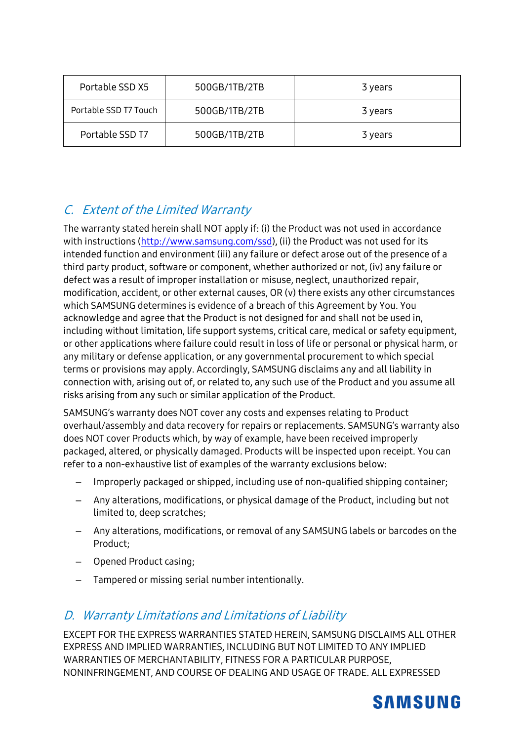| Portable SSD X5 | 500GB/1TB/2TB | 3 years |
|---|---|---|
| Portable SSD T7 Touch | 500GB/1TB/2TB | 3 years |
| Portable SSD T7 | 500GB/1TB/2TB | 3 years |

## C. *Extent of the Limited Warranty*

The warranty stated herein shall NOT apply if: (i) the Product was not used in accordance with instructions (http://www.samsung.com/ssd), (ii) the Product was not used for its intended function and environment (iii) any failure or defect arose out of the presence of a third party product, software or component, whether authorized or not, (iv) any failure or defect was a result of improper installation or misuse, neglect, unauthorized repair, modification, accident, or other external causes, OR (v) there exists any other circumstances which SAMSUNG determines is evidence of a breach of this Agreement by You. You acknowledge and agree that the Product is not designed for and shall not be used in, including without limitation, life support systems, critical care, medical or safety equipment, or other applications where failure could result in loss of life or personal or physical harm, or any military or defense application, or any governmental procurement to which special terms or provisions may apply. Accordingly, SAMSUNG disclaims any and all liability in connection with, arising out of, or related to, any such use of the Product and you assume all risks arising from any such or similar application of the Product.

SAMSUNG's warranty does NOT cover any costs and expenses relating to Product overhaul/assembly and data recovery for repairs or replacements. SAMSUNG's warranty also does NOT cover Products which, by way of example, have been received improperly packaged, altered, or physically damaged. Products will be inspected upon receipt. You can refer to a non-exhaustive list of examples of the warranty exclusions below:

- Improperly packaged or shipped, including use of non-qualified shipping container;
- Any alterations, modifications, or physical damage of the Product, including but not limited to, deep scratches;
- Any alterations, modifications, or removal of any SAMSUNG labels or barcodes on the Product;
- Opened Product casing;
- Tampered or missing serial number intentionally.

## D. *Warranty Limitations and Limitations of Liability*

EXCEPT FOR THE EXPRESS WARRANTIES STATED HEREIN, SAMSUNG DISCLAIMS ALL OTHER EXPRESS AND IMPLIED WARRANTIES, INCLUDING BUT NOT LIMITED TO ANY IMPLIED WARRANTIES OF MERCHANTABILITY, FITNESS FOR A PARTICULAR PURPOSE, NONINFRINGEMENT, AND COURSE OF DEALING AND USAGE OF TRADE. ALL EXPRESSED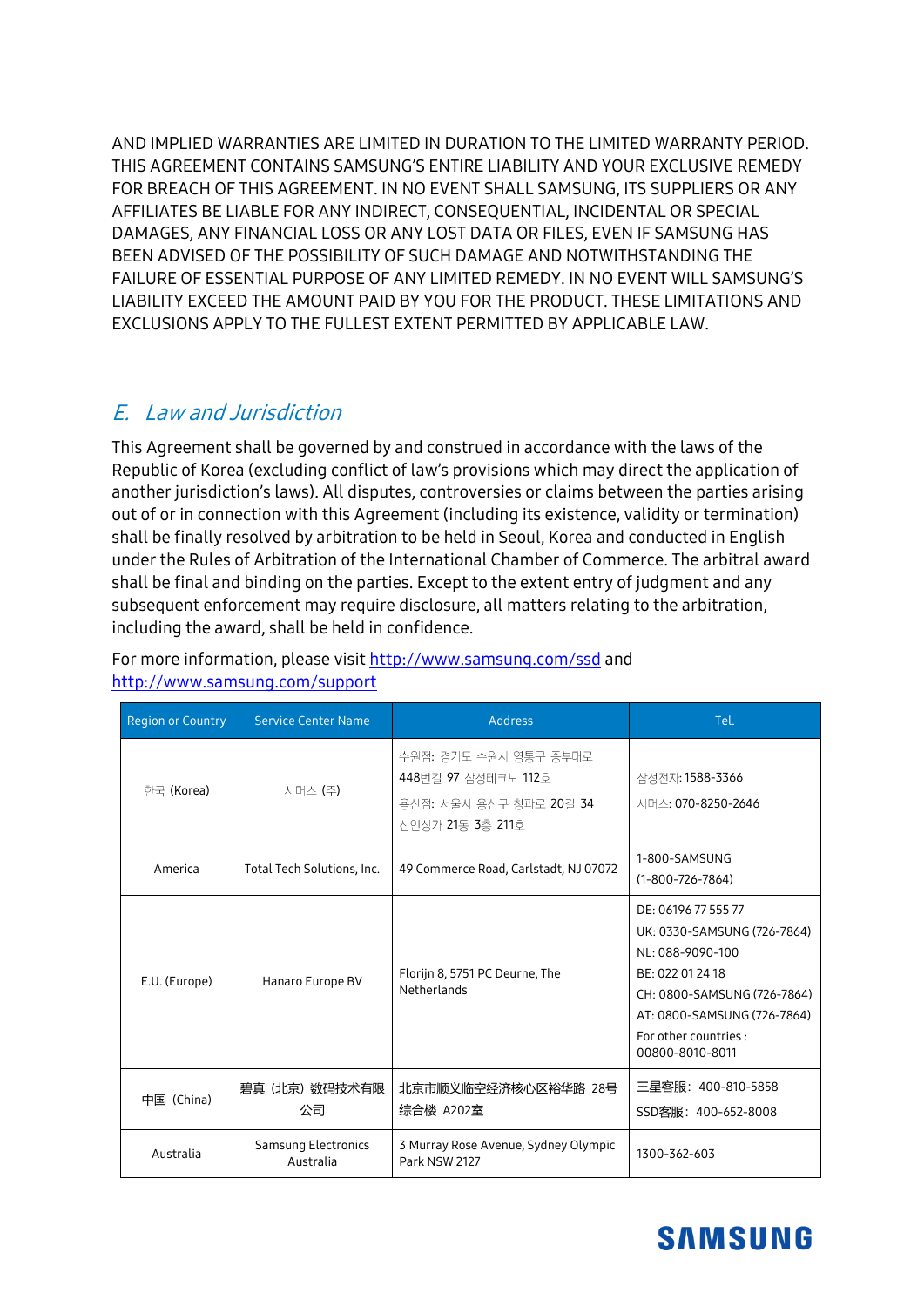AND IMPLIED WARRANTIES ARE LIMITED IN DURATION TO THE LIMITED WARRANTY PERIOD. THIS AGREEMENT CONTAINS SAMSUNG'S ENTIRE LIABILITY AND YOUR EXCLUSIVE REMEDY FOR BREACH OF THIS AGREEMENT. IN NO EVENT SHALL SAMSUNG, ITS SUPPLIERS OR ANY AFFILIATES BE LIABLE FOR ANY INDIRECT, CONSEQUENTIAL, INCIDENTAL OR SPECIAL DAMAGES, ANY FINANCIAL LOSS OR ANY LOST DATA OR FILES, EVEN IF SAMSUNG HAS BEEN ADVISED OF THE POSSIBILITY OF SUCH DAMAGE AND NOTWITHSTANDING THE FAILURE OF ESSENTIAL PURPOSE OF ANY LIMITED REMEDY. IN NO EVENT WILL SAMSUNG'S LIABILITY EXCEED THE AMOUNT PAID BY YOU FOR THE PRODUCT. THESE LIMITATIONS AND EXCLUSIONS APPLY TO THE FULLEST EXTENT PERMITTED BY APPLICABLE LAW.

## *E. Law and Jurisdiction*

This Agreement shall be governed by and construed in accordance with the laws of the Republic of Korea (excluding conflict of law's provisions which may direct the application of another jurisdiction's laws). All disputes, controversies or claims between the parties arising out of or in connection with this Agreement (including its existence, validity or termination) shall be finally resolved by arbitration to be held in Seoul, Korea and conducted in English under the Rules of Arbitration of the International Chamber of Commerce. The arbitral award shall be final and binding on the parties. Except to the extent entry of judgment and any subsequent enforcement may require disclosure, all matters relating to the arbitration, including the award, shall be held in confidence.

For more information, please visit http://www.samsung.com/ssd and http://www.samsung.com/support

| Region or Country | Service Center Name | Address | Tel. |
|---|---|---|---|
| 한국 (Korea) | 시머스 (주) | 수원점: 경기도 수원시 영통구 중부대로 448번길 97 삼성테크노 112호<br>용산점: 서울시 용산구 청파로 20길 34 선인상가 21동 3층 211호 | 삼성전자: 1588-3366<br>시머스: 070-8250-2646 |
| America | Total Tech Solutions, Inc. | 49 Commerce Road, Carlstadt, NJ 07072 | 1-800-SAMSUNG<br>(1-800-726-7864) |
| E.U. (Europe) | Hanaro Europe BV | Florijn 8, 5751 PC Deurne, The Netherlands | DE: 06196 77 555 77<br>UK: 0330-SAMSUNG (726-7864)<br>NL: 088-9090-100<br>BE: 022 01 24 18<br>CH: 0800-SAMSUNG (726-7864)<br>AT: 0800-SAMSUNG (726-7864)<br>For other countries : 00800-8010-8011 |
| 中国 (China) | 碧真（北京）数码技术有限公司 | 北京市顺义临空经济核心区裕华路 28号综合楼 A202室 | 三星客服：400-810-5858<br>SSD客服：400-652-8008 |
| Australia | Samsung Electronics Australia | 3 Murray Rose Avenue, Sydney Olympic Park NSW 2127 | 1300-362-603 |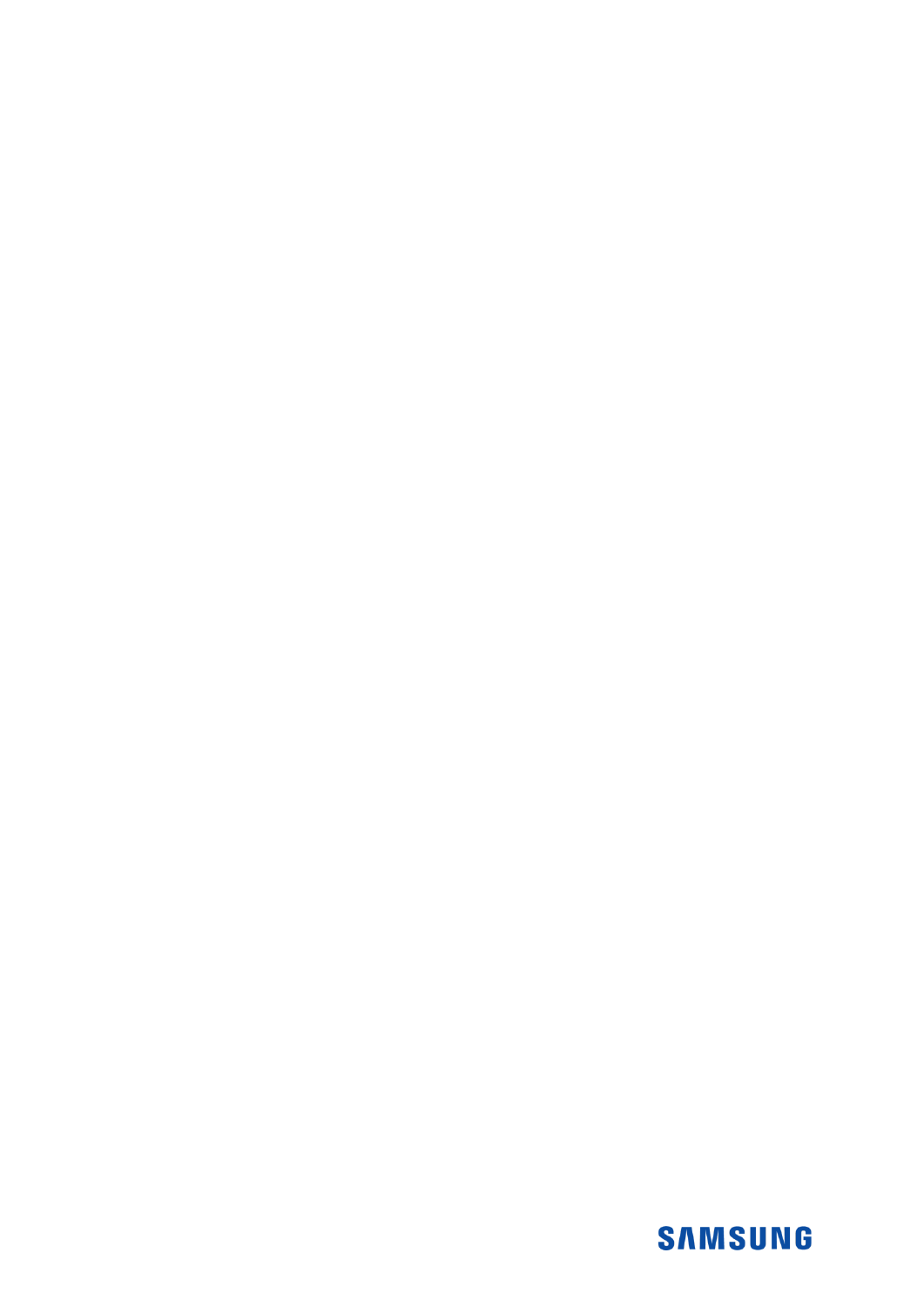SAMSUNG